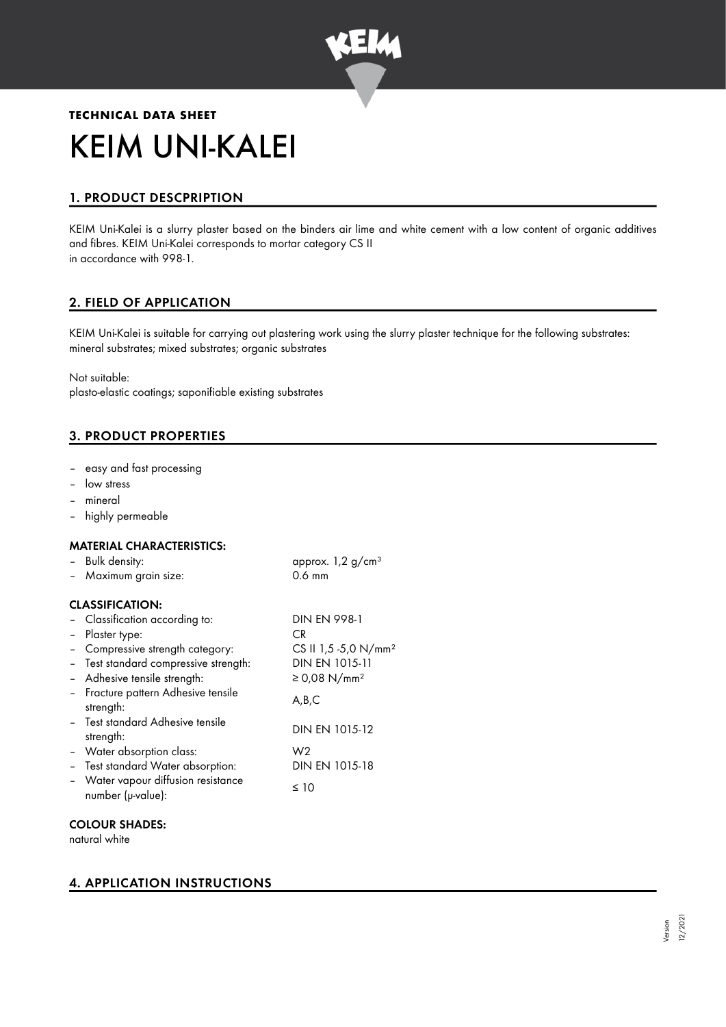**TECHNICAL DATA SHEET**

# KEIM UNI-KALEI

## 1. PRODUCT DESCPRIPTION

KEIM Uni-Kalei is a slurry plaster based on the binders air lime and white cement with a low content of organic additives and fibres. KEIM Uni-Kalei corresponds to mortar category CS II
in accordance with 998-1.

## 2. FIELD OF APPLICATION

KEIM Uni-Kalei is suitable for carrying out plastering work using the slurry plaster technique for the following substrates: mineral substrates; mixed substrates; organic substrates

Not suitable:
plasto-elastic coatings; saponifiable existing substrates

## 3. PRODUCT PROPERTIES

- easy and fast processing
- low stress
- mineral
- highly permeable

### MATERIAL CHARACTERISTICS:

- Bulk density: approx. 1,2 g/cm³
- Maximum grain size: 0.6 mm

### CLASSIFICATION:

- Classification according to: DIN EN 998-1
- Plaster type: CR
- Compressive strength category: CS II 1,5 -5,0 N/mm²
- Test standard compressive strength: DIN EN 1015-11
- Adhesive tensile strength: ≥ 0,08 N/mm²
- Fracture pattern Adhesive tensile strength: A,B,C
- Test standard Adhesive tensile strength: DIN EN 1015-12
- Water absorption class: W2
- Test standard Water absorption: DIN EN 1015-18
- Water vapour diffusion resistance number (μ-value): ≤ 10

### COLOUR SHADES:

natural white

## 4. APPLICATION INSTRUCTIONS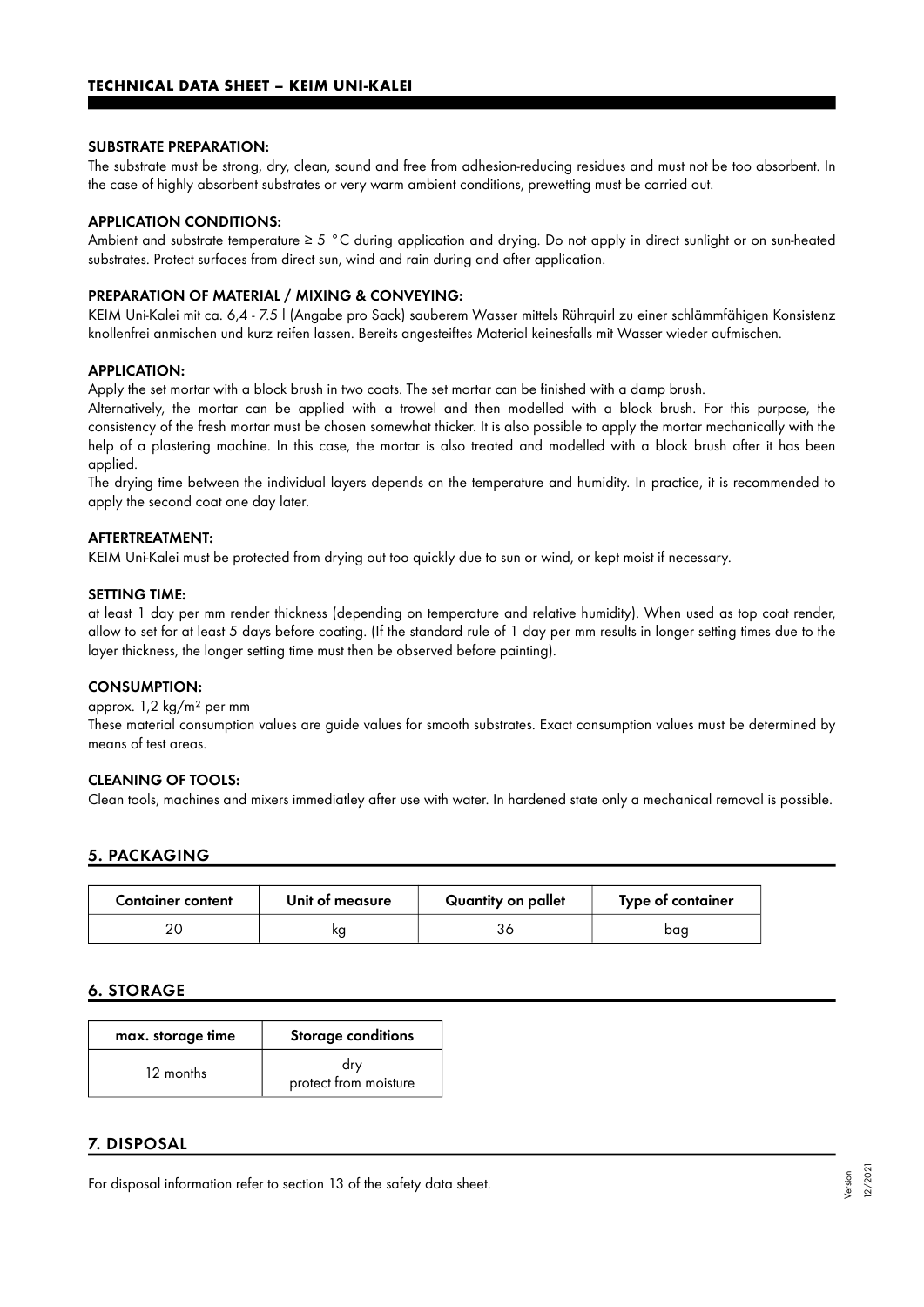### SUBSTRATE PREPARATION:

The substrate must be strong, dry, clean, sound and free from adhesion-reducing residues and must not be too absorbent. In the case of highly absorbent substrates or very warm ambient conditions, prewetting must be carried out.

### APPLICATION CONDITIONS:

Ambient and substrate temperature ≥ 5 °C during application and drying. Do not apply in direct sunlight or on sun-heated substrates. Protect surfaces from direct sun, wind and rain during and after application.

### PREPARATION OF MATERIAL / MIXING & CONVEYING:

KEIM Uni-Kalei mit ca. 6,4 - 7.5 l (Angabe pro Sack) sauberem Wasser mittels Rührquirl zu einer schlämmfähigen Konsistenz knollenfrei anmischen und kurz reifen lassen. Bereits angesteiftes Material keinesfalls mit Wasser wieder aufmischen.

### APPLICATION:

Apply the set mortar with a block brush in two coats. The set mortar can be finished with a damp brush.

Alternatively, the mortar can be applied with a trowel and then modelled with a block brush. For this purpose, the consistency of the fresh mortar must be chosen somewhat thicker. It is also possible to apply the mortar mechanically with the help of a plastering machine. In this case, the mortar is also treated and modelled with a block brush after it has been applied.

The drying time between the individual layers depends on the temperature and humidity. In practice, it is recommended to apply the second coat one day later.

### AFTERTREATMENT:

KEIM Uni-Kalei must be protected from drying out too quickly due to sun or wind, or kept moist if necessary.

### SETTING TIME:

at least 1 day per mm render thickness (depending on temperature and relative humidity). When used as top coat render, allow to set for at least 5 days before coating. (If the standard rule of 1 day per mm results in longer setting times due to the layer thickness, the longer setting time must then be observed before painting).

### CONSUMPTION:

approx. 1,2 kg/m² per mm

These material consumption values are guide values for smooth substrates. Exact consumption values must be determined by means of test areas.

### CLEANING OF TOOLS:

Clean tools, machines and mixers immediatley after use with water. In hardened state only a mechanical removal is possible.

## 5. PACKAGING

| Container content | Unit of measure | Quantity on pallet | Type of container |
|---|---|---|---|
| 20 | kg | 36 | bag |

## 6. STORAGE

| max. storage time | Storage conditions |
|---|---|
| 12 months | dry<br>protect from moisture |

## 7. DISPOSAL

For disposal information refer to section 13 of the safety data sheet.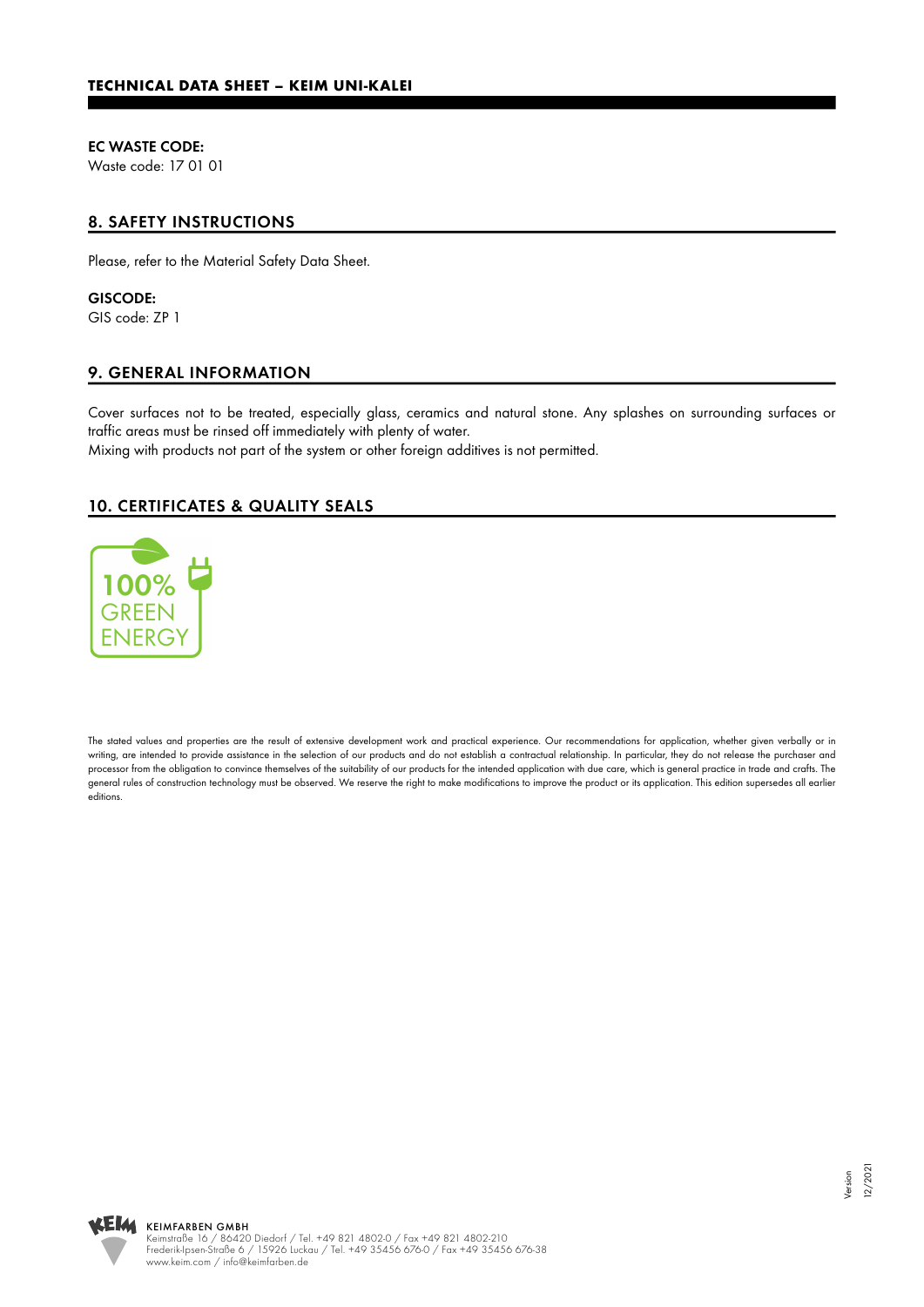**EC WASTE CODE:**
Waste code: 17 01 01

## 8. SAFETY INSTRUCTIONS

Please, refer to the Material Safety Data Sheet.

**GISCODE:**
GIS code: ZP 1

## 9. GENERAL INFORMATION

Cover surfaces not to be treated, especially glass, ceramics and natural stone. Any splashes on surrounding surfaces or traffic areas must be rinsed off immediately with plenty of water.
Mixing with products not part of the system or other foreign additives is not permitted.

## 10. CERTIFICATES & QUALITY SEALS

100% GREEN ENERGY

The stated values and properties are the result of extensive development work and practical experience. Our recommendations for application, whether given verbally or in writing, are intended to provide assistance in the selection of our products and do not establish a contractual relationship. In particular, they do not release the purchaser and processor from the obligation to convince themselves of the suitability of our products for the intended application with due care, which is general practice in trade and crafts. The general rules of construction technology must be observed. We reserve the right to make modifications to improve the product or its application. This edition supersedes all earlier editions.

KEIMFARBEN GMBH
Keimstraße 16 / 86420 Diedorf / Tel. +49 821 4802-0 / Fax +49 821 4802-210
Frederik-Ipsen-Straße 6 / 15926 Luckau / Tel. +49 35456 676-0 / Fax +49 35456 676-38
www.keim.com / info@keimfarben.de

Version 12/2021